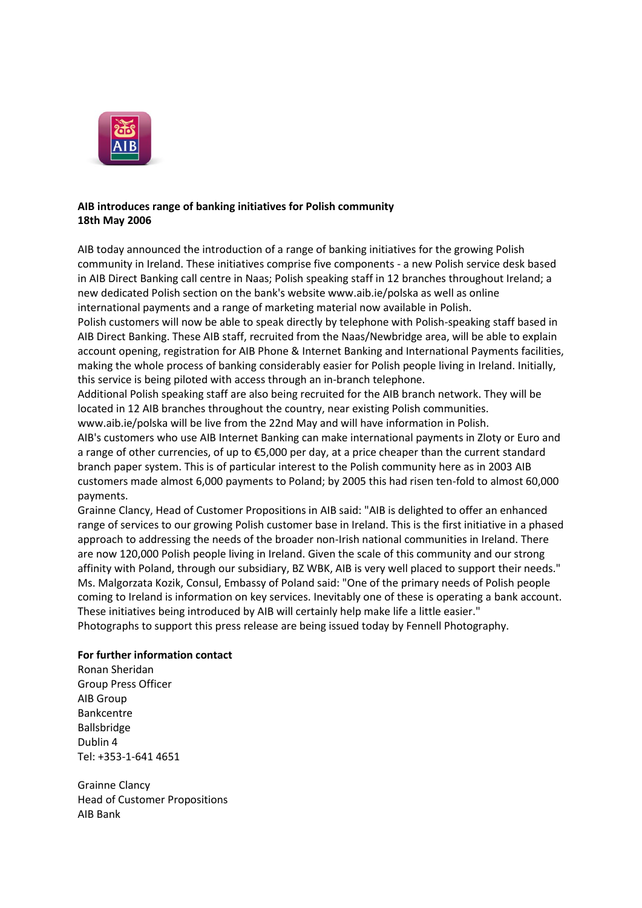**AIB introduces range of banking initiatives for Polish community**
**18th May 2006**

AIB today announced the introduction of a range of banking initiatives for the growing Polish community in Ireland. These initiatives comprise five components - a new Polish service desk based in AIB Direct Banking call centre in Naas; Polish speaking staff in 12 branches throughout Ireland; a new dedicated Polish section on the bank's website www.aib.ie/polska as well as online international payments and a range of marketing material now available in Polish.

Polish customers will now be able to speak directly by telephone with Polish-speaking staff based in AIB Direct Banking. These AIB staff, recruited from the Naas/Newbridge area, will be able to explain account opening, registration for AIB Phone & Internet Banking and International Payments facilities, making the whole process of banking considerably easier for Polish people living in Ireland. Initially, this service is being piloted with access through an in-branch telephone.

Additional Polish speaking staff are also being recruited for the AIB branch network. They will be located in 12 AIB branches throughout the country, near existing Polish communities.

www.aib.ie/polska will be live from the 22nd May and will have information in Polish.

AIB's customers who use AIB Internet Banking can make international payments in Zloty or Euro and a range of other currencies, of up to €5,000 per day, at a price cheaper than the current standard branch paper system. This is of particular interest to the Polish community here as in 2003 AIB customers made almost 6,000 payments to Poland; by 2005 this had risen ten-fold to almost 60,000 payments.

Grainne Clancy, Head of Customer Propositions in AIB said: "AIB is delighted to offer an enhanced range of services to our growing Polish customer base in Ireland. This is the first initiative in a phased approach to addressing the needs of the broader non-Irish national communities in Ireland. There are now 120,000 Polish people living in Ireland. Given the scale of this community and our strong affinity with Poland, through our subsidiary, BZ WBK, AIB is very well placed to support their needs."

Ms. Malgorzata Kozik, Consul, Embassy of Poland said: "One of the primary needs of Polish people coming to Ireland is information on key services. Inevitably one of these is operating a bank account. These initiatives being introduced by AIB will certainly help make life a little easier."

Photographs to support this press release are being issued today by Fennell Photography.

**For further information contact**

Ronan Sheridan
Group Press Officer
AIB Group
Bankcentre
Ballsbridge
Dublin 4
Tel: +353-1-641 4651

Grainne Clancy
Head of Customer Propositions
AIB Bank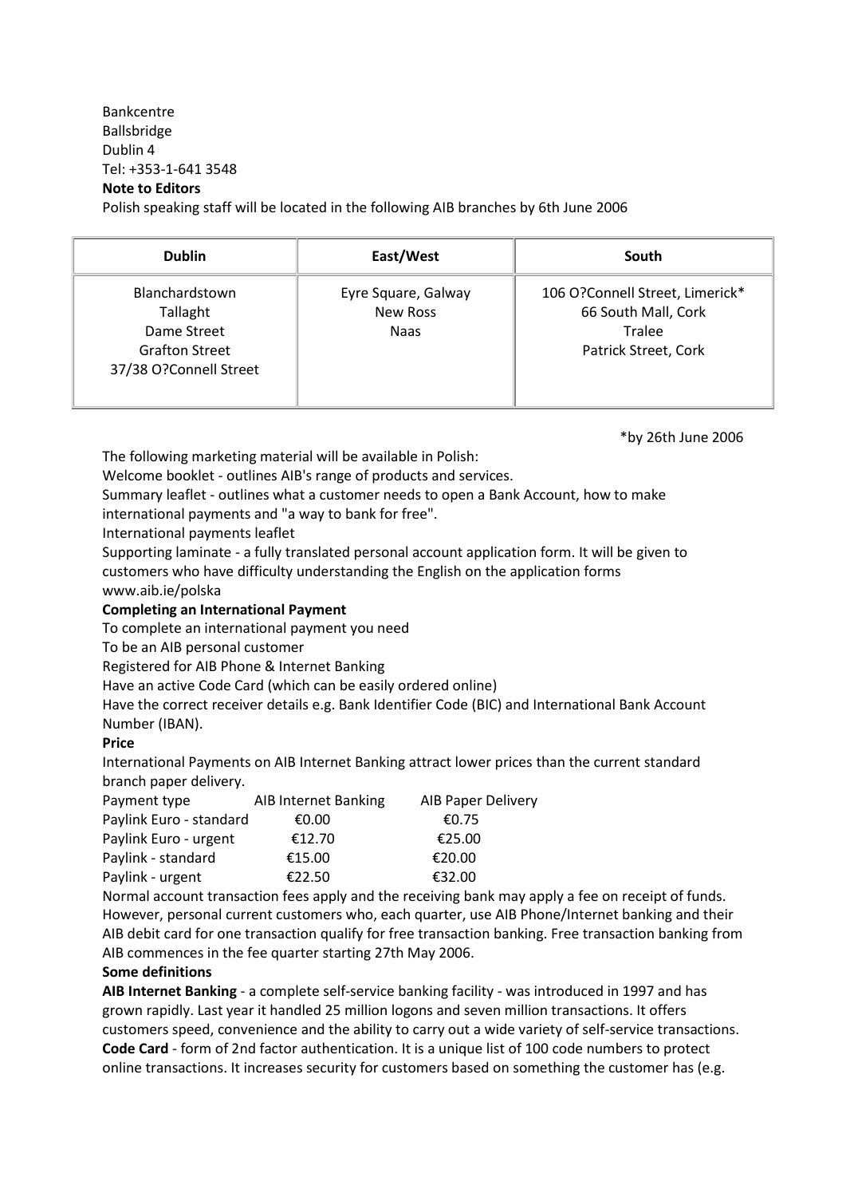Bankcentre
Ballsbridge
Dublin 4
Tel: +353-1-641 3548

**Note to Editors**

Polish speaking staff will be located in the following AIB branches by 6th June 2006

| Dublin | East/West | South |
|---|---|---|
| Blanchardstown<br>Tallaght<br>Dame Street<br>Grafton Street<br>37/38 O?Connell Street | Eyre Square, Galway<br>New Ross<br>Naas | 106 O?Connell Street, Limerick*<br>66 South Mall, Cork<br>Tralee<br>Patrick Street, Cork |

*by 26th June 2006

The following marketing material will be available in Polish:

Welcome booklet - outlines AIB's range of products and services.

Summary leaflet - outlines what a customer needs to open a Bank Account, how to make international payments and "a way to bank for free".

International payments leaflet

Supporting laminate - a fully translated personal account application form. It will be given to customers who have difficulty understanding the English on the application forms

www.aib.ie/polska

**Completing an International Payment**

To complete an international payment you need

To be an AIB personal customer

Registered for AIB Phone & Internet Banking

Have an active Code Card (which can be easily ordered online)

Have the correct receiver details e.g. Bank Identifier Code (BIC) and International Bank Account Number (IBAN).

**Price**

International Payments on AIB Internet Banking attract lower prices than the current standard branch paper delivery.

| Payment type | AIB Internet Banking | AIB Paper Delivery |
|---|---|---|
| Paylink Euro - standard | €0.00 | €0.75 |
| Paylink Euro - urgent | €12.70 | €25.00 |
| Paylink - standard | €15.00 | €20.00 |
| Paylink - urgent | €22.50 | €32.00 |

Normal account transaction fees apply and the receiving bank may apply a fee on receipt of funds. However, personal current customers who, each quarter, use AIB Phone/Internet banking and their AIB debit card for one transaction qualify for free transaction banking. Free transaction banking from AIB commences in the fee quarter starting 27th May 2006.

**Some definitions**

**AIB Internet Banking** - a complete self-service banking facility - was introduced in 1997 and has grown rapidly. Last year it handled 25 million logons and seven million transactions. It offers customers speed, convenience and the ability to carry out a wide variety of self-service transactions.

**Code Card** - form of 2nd factor authentication. It is a unique list of 100 code numbers to protect online transactions. It increases security for customers based on something the customer has (e.g.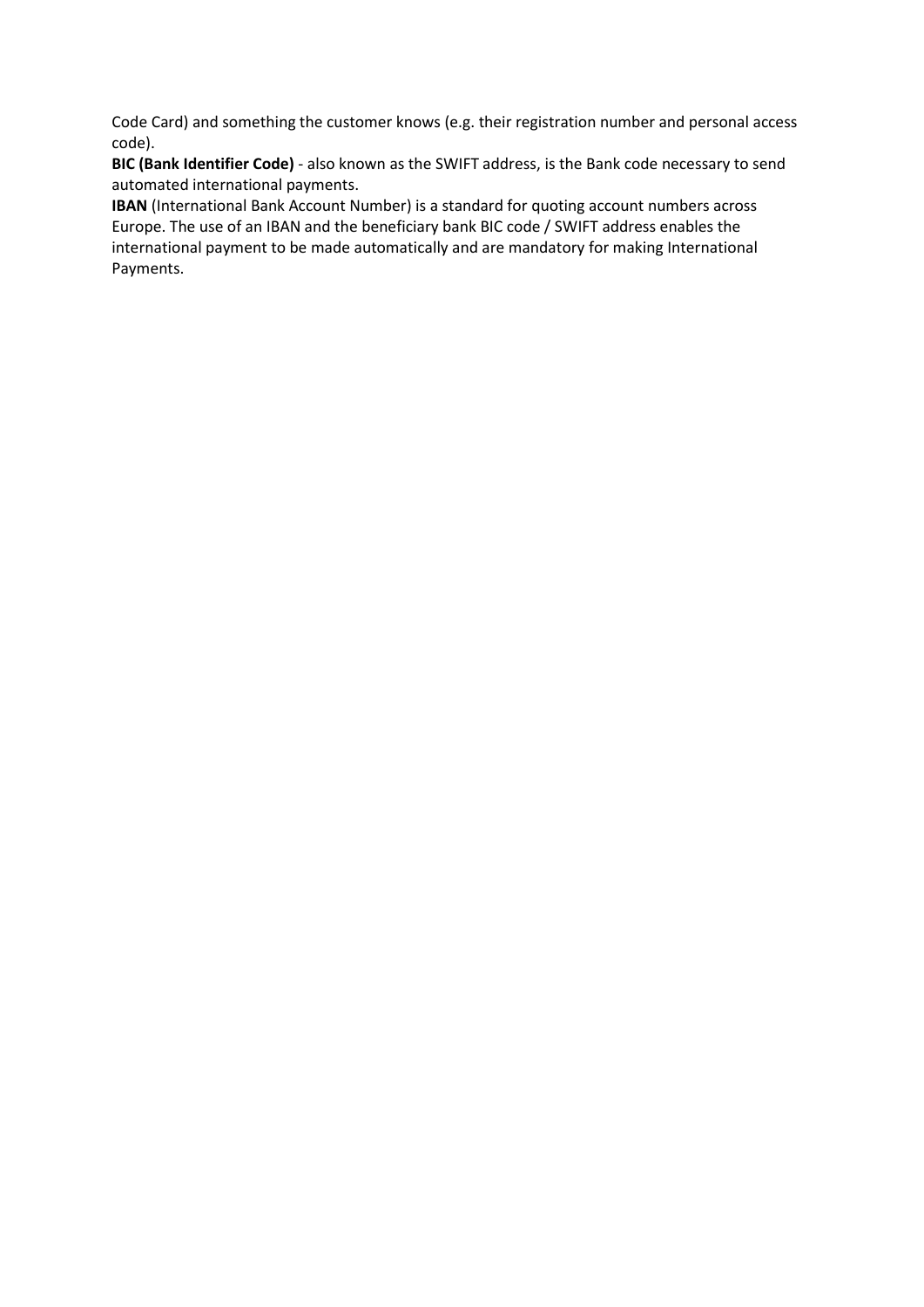Code Card) and something the customer knows (e.g. their registration number and personal access code).

**BIC (Bank Identifier Code)** - also known as the SWIFT address, is the Bank code necessary to send automated international payments.

**IBAN** (International Bank Account Number) is a standard for quoting account numbers across Europe. The use of an IBAN and the beneficiary bank BIC code / SWIFT address enables the international payment to be made automatically and are mandatory for making International Payments.